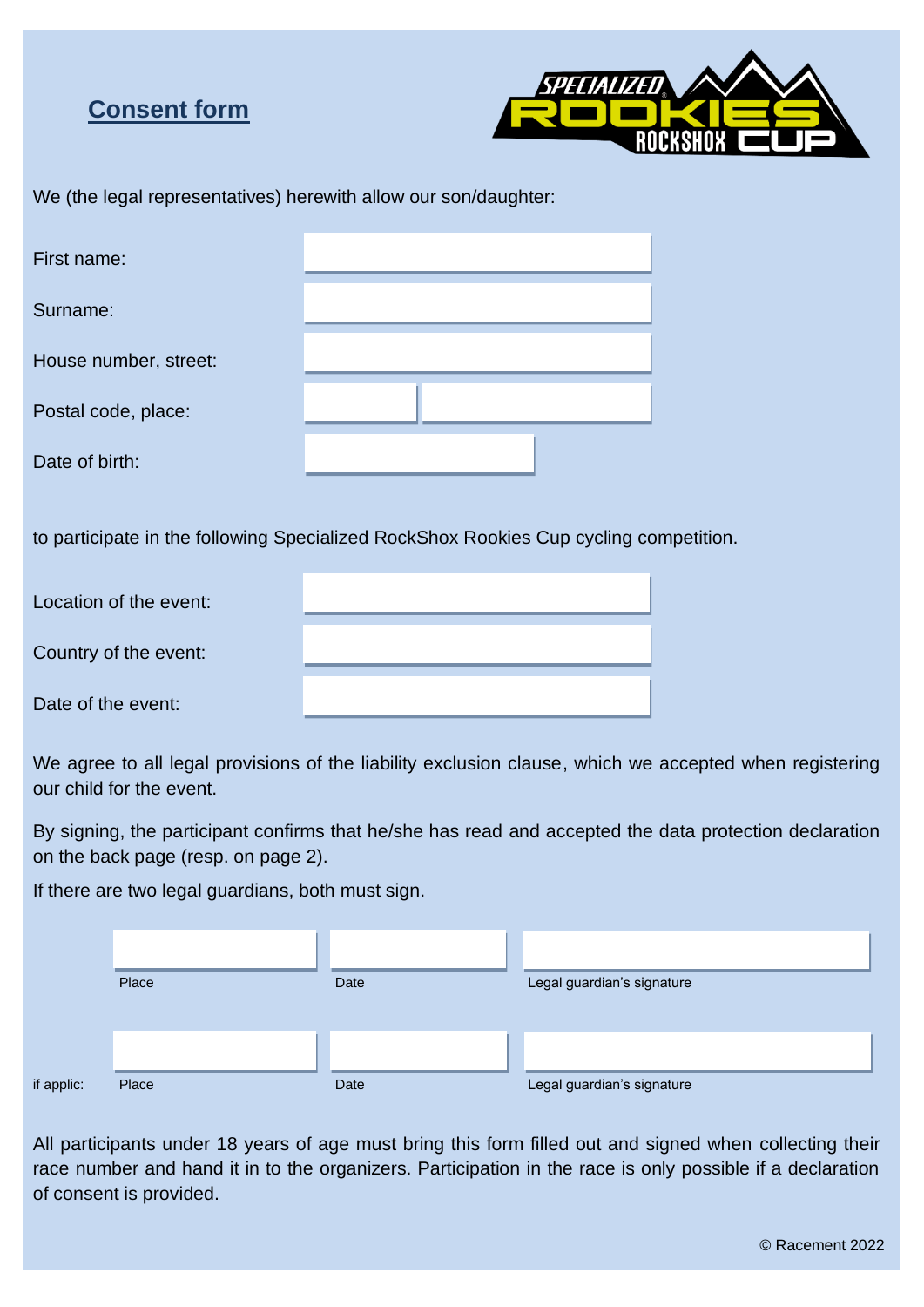## Consent form

We (the legal representatives) herewith allow our son/daughter:

First name:

Surname:

House number, street:

Postal code, place:

Date of birth:

to participate in the following Specialized RockShox Rookies Cup cycling competition.

Location of the event:

Country of the event:

Date of the event:

We agree to all legal provisions of the liability exclusion clause, which we accepted when registering our child for the event.

By signing, the participant confirms that he/she has read and accepted the data protection declaration on the back page (resp. on page 2).

If there are two legal guardians, both must sign.

| | Place | Date | Legal guardian's signature |
|---|---|---|---|
| if applic: | Place | Date | Legal guardian's signature |

All participants under 18 years of age must bring this form filled out and signed when collecting their race number and hand it in to the organizers. Participation in the race is only possible if a declaration of consent is provided.

© Racement 2022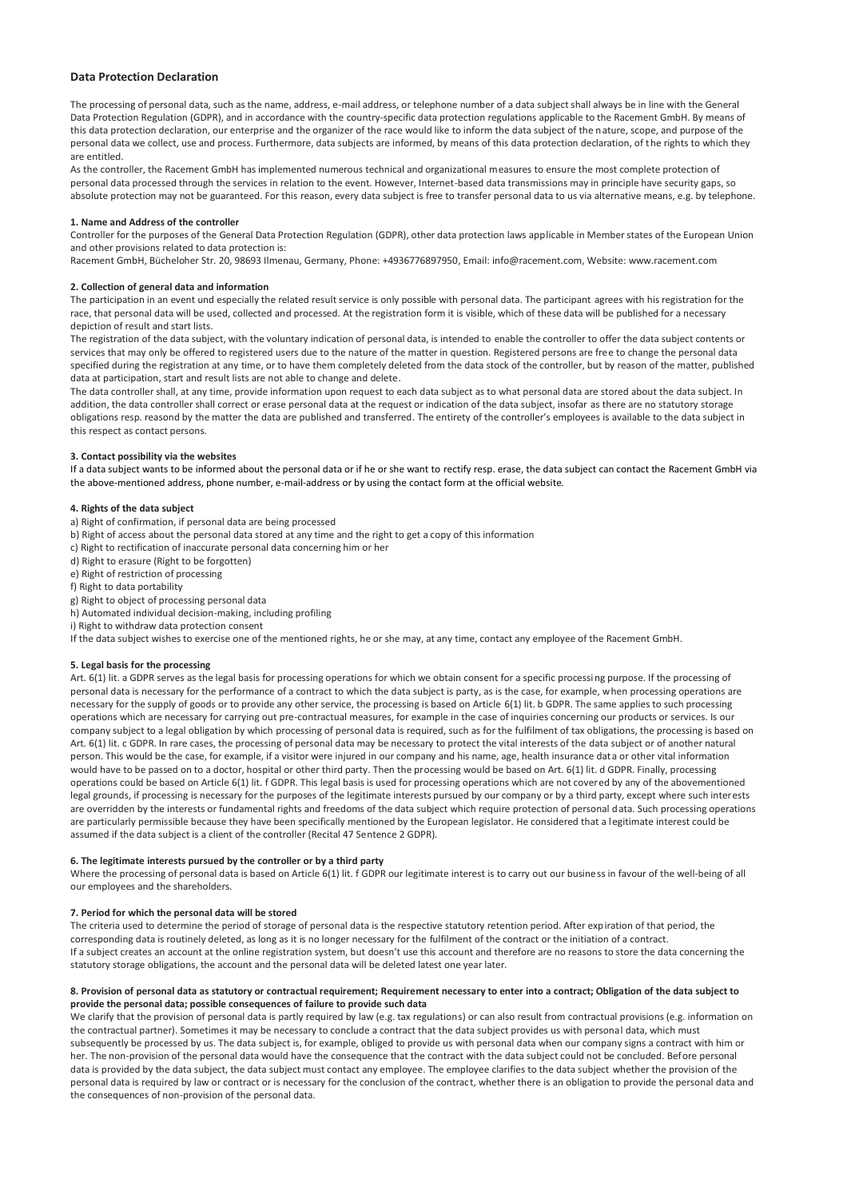## Data Protection Declaration

The processing of personal data, such as the name, address, e-mail address, or telephone number of a data subject shall always be in line with the General Data Protection Regulation (GDPR), and in accordance with the country-specific data protection regulations applicable to the Racement GmbH. By means of this data protection declaration, our enterprise and the organizer of the race would like to inform the data subject of the nature, scope, and purpose of the personal data we collect, use and process. Furthermore, data subjects are informed, by means of this data protection declaration, of the rights to which they are entitled.

As the controller, the Racement GmbH has implemented numerous technical and organizational measures to ensure the most complete protection of personal data processed through the services in relation to the event. However, Internet-based data transmissions may in principle have security gaps, so absolute protection may not be guaranteed. For this reason, every data subject is free to transfer personal data to us via alternative means, e.g. by telephone.

**1. Name and Address of the controller**

Controller for the purposes of the General Data Protection Regulation (GDPR), other data protection laws applicable in Member states of the European Union and other provisions related to data protection is:

Racement GmbH, Bücheloher Str. 20, 98693 Ilmenau, Germany, Phone: +4936776897950, Email: info@racement.com, Website: www.racement.com

**2. Collection of general data and information**

The participation in an event und especially the related result service is only possible with personal data. The participant agrees with his registration for the race, that personal data will be used, collected and processed. At the registration form it is visible, which of these data will be published for a necessary depiction of result and start lists.

The registration of the data subject, with the voluntary indication of personal data, is intended to enable the controller to offer the data subject contents or services that may only be offered to registered users due to the nature of the matter in question. Registered persons are free to change the personal data specified during the registration at any time, or to have them completely deleted from the data stock of the controller, but by reason of the matter, published data at participation, start and result lists are not able to change and delete.

The data controller shall, at any time, provide information upon request to each data subject as to what personal data are stored about the data subject. In addition, the data controller shall correct or erase personal data at the request or indication of the data subject, insofar as there are no statutory storage obligations resp. reasond by the matter the data are published and transferred. The entirety of the controller's employees is available to the data subject in this respect as contact persons.

**3. Contact possibility via the websites**

If a data subject wants to be informed about the personal data or if he or she want to rectify resp. erase, the data subject can contact the Racement GmbH via the above-mentioned address, phone number, e-mail-address or by using the contact form at the official website.

**4. Rights of the data subject**

a) Right of confirmation, if personal data are being processed
b) Right of access about the personal data stored at any time and the right to get a copy of this information
c) Right to rectification of inaccurate personal data concerning him or her
d) Right to erasure (Right to be forgotten)
e) Right of restriction of processing
f) Right to data portability
g) Right to object of processing personal data
h) Automated individual decision-making, including profiling
i) Right to withdraw data protection consent

If the data subject wishes to exercise one of the mentioned rights, he or she may, at any time, contact any employee of the Racement GmbH.

**5. Legal basis for the processing**

Art. 6(1) lit. a GDPR serves as the legal basis for processing operations for which we obtain consent for a specific processing purpose. If the processing of personal data is necessary for the performance of a contract to which the data subject is party, as is the case, for example, when processing operations are necessary for the supply of goods or to provide any other service, the processing is based on Article 6(1) lit. b GDPR. The same applies to such processing operations which are necessary for carrying out pre-contractual measures, for example in the case of inquiries concerning our products or services. Is our company subject to a legal obligation by which processing of personal data is required, such as for the fulfilment of tax obligations, the processing is based on Art. 6(1) lit. c GDPR. In rare cases, the processing of personal data may be necessary to protect the vital interests of the data subject or of another natural person. This would be the case, for example, if a visitor were injured in our company and his name, age, health insurance data or other vital information would have to be passed on to a doctor, hospital or other third party. Then the processing would be based on Art. 6(1) lit. d GDPR. Finally, processing operations could be based on Article 6(1) lit. f GDPR. This legal basis is used for processing operations which are not covered by any of the abovementioned legal grounds, if processing is necessary for the purposes of the legitimate interests pursued by our company or by a third party, except where such interests are overridden by the interests or fundamental rights and freedoms of the data subject which require protection of personal data. Such processing operations are particularly permissible because they have been specifically mentioned by the European legislator. He considered that a legitimate interest could be assumed if the data subject is a client of the controller (Recital 47 Sentence 2 GDPR).

**6. The legitimate interests pursued by the controller or by a third party**

Where the processing of personal data is based on Article 6(1) lit. f GDPR our legitimate interest is to carry out our business in favour of the well-being of all our employees and the shareholders.

**7. Period for which the personal data will be stored**

The criteria used to determine the period of storage of personal data is the respective statutory retention period. After expiration of that period, the corresponding data is routinely deleted, as long as it is no longer necessary for the fulfilment of the contract or the initiation of a contract.

If a subject creates an account at the online registration system, but doesn't use this account and therefore are no reasons to store the data concerning the statutory storage obligations, the account and the personal data will be deleted latest one year later.

**8. Provision of personal data as statutory or contractual requirement; Requirement necessary to enter into a contract; Obligation of the data subject to provide the personal data; possible consequences of failure to provide such data**

We clarify that the provision of personal data is partly required by law (e.g. tax regulations) or can also result from contractual provisions (e.g. information on the contractual partner). Sometimes it may be necessary to conclude a contract that the data subject provides us with personal data, which must subsequently be processed by us. The data subject is, for example, obliged to provide us with personal data when our company signs a contract with him or her. The non-provision of the personal data would have the consequence that the contract with the data subject could not be concluded. Before personal data is provided by the data subject, the data subject must contact any employee. The employee clarifies to the data subject whether the provision of the personal data is required by law or contract or is necessary for the conclusion of the contract, whether there is an obligation to provide the personal data and the consequences of non-provision of the personal data.